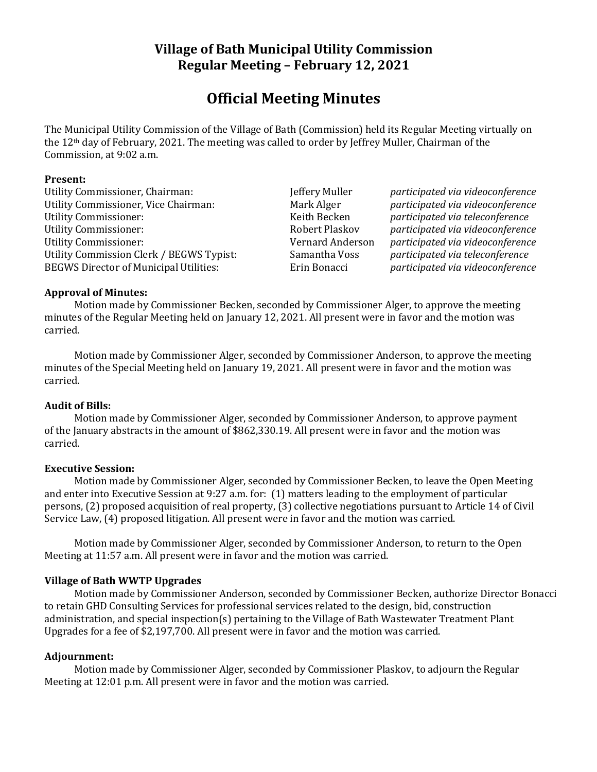# Village of Bath Municipal Utility Commission
## Regular Meeting – February 12, 2021

# Official Meeting Minutes

The Municipal Utility Commission of the Village of Bath (Commission) held its Regular Meeting virtually on the 12th day of February, 2021. The meeting was called to order by Jeffrey Muller, Chairman of the Commission, at 9:02 a.m.

**Present:**

| | | |
|---|---|---|
| Utility Commissioner, Chairman: | Jeffery Muller | *participated via videoconference* |
| Utility Commissioner, Vice Chairman: | Mark Alger | *participated via videoconference* |
| Utility Commissioner: | Keith Becken | *participated via teleconference* |
| Utility Commissioner: | Robert Plaskov | *participated via videoconference* |
| Utility Commissioner: | Vernard Anderson | *participated via videoconference* |
| Utility Commission Clerk / BEGWS Typist: | Samantha Voss | *participated via teleconference* |
| BEGWS Director of Municipal Utilities: | Erin Bonacci | *participated via videoconference* |

**Approval of Minutes:**

Motion made by Commissioner Becken, seconded by Commissioner Alger, to approve the meeting minutes of the Regular Meeting held on January 12, 2021. All present were in favor and the motion was carried.

Motion made by Commissioner Alger, seconded by Commissioner Anderson, to approve the meeting minutes of the Special Meeting held on January 19, 2021. All present were in favor and the motion was carried.

**Audit of Bills:**

Motion made by Commissioner Alger, seconded by Commissioner Anderson, to approve payment of the January abstracts in the amount of $862,330.19. All present were in favor and the motion was carried.

**Executive Session:**

Motion made by Commissioner Alger, seconded by Commissioner Becken, to leave the Open Meeting and enter into Executive Session at 9:27 a.m. for: (1) matters leading to the employment of particular persons, (2) proposed acquisition of real property, (3) collective negotiations pursuant to Article 14 of Civil Service Law, (4) proposed litigation. All present were in favor and the motion was carried.

Motion made by Commissioner Alger, seconded by Commissioner Anderson, to return to the Open Meeting at 11:57 a.m. All present were in favor and the motion was carried.

**Village of Bath WWTP Upgrades**

Motion made by Commissioner Anderson, seconded by Commissioner Becken, authorize Director Bonacci to retain GHD Consulting Services for professional services related to the design, bid, construction administration, and special inspection(s) pertaining to the Village of Bath Wastewater Treatment Plant Upgrades for a fee of $2,197,700. All present were in favor and the motion was carried.

**Adjournment:**

Motion made by Commissioner Alger, seconded by Commissioner Plaskov, to adjourn the Regular Meeting at 12:01 p.m. All present were in favor and the motion was carried.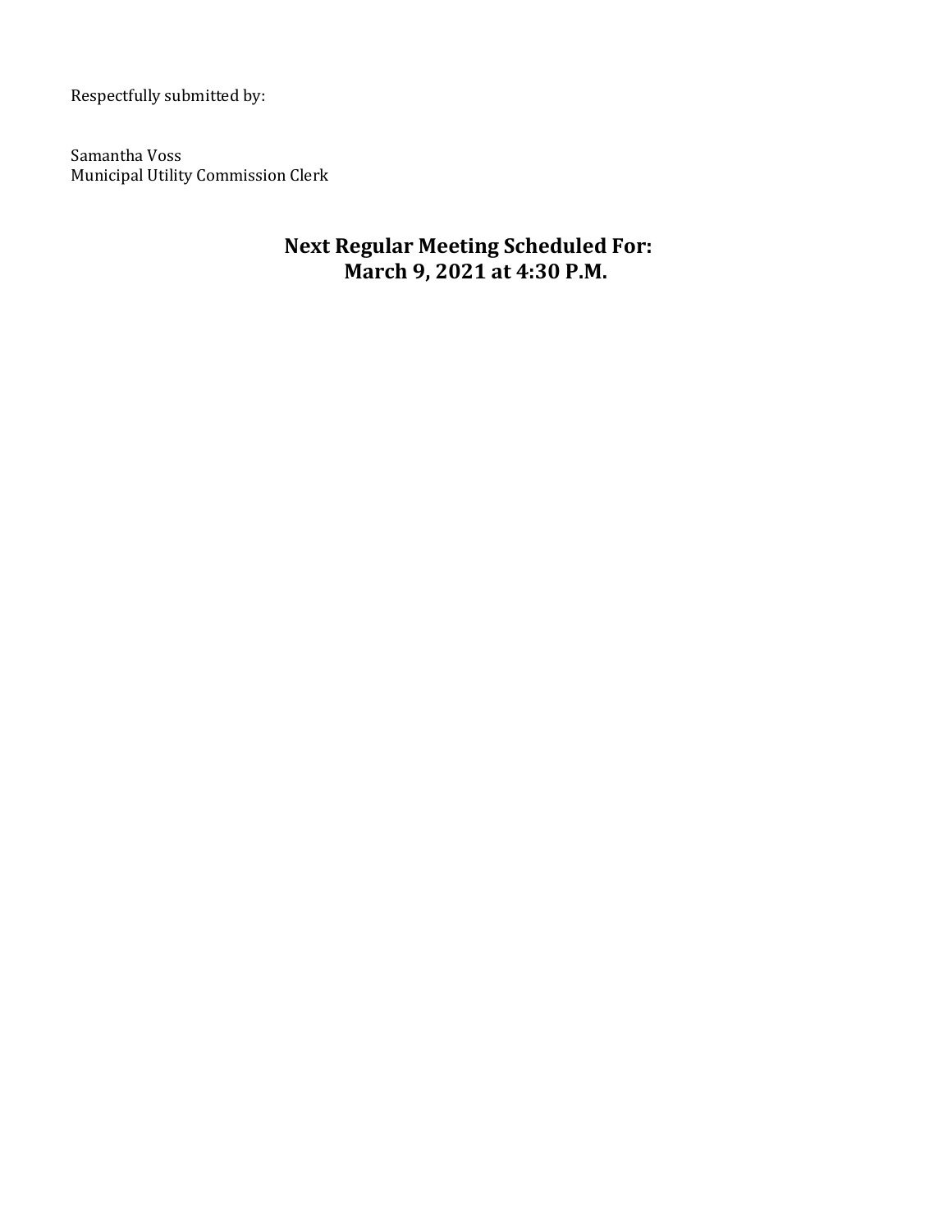Respectfully submitted by:

Samantha Voss
Municipal Utility Commission Clerk

**Next Regular Meeting Scheduled For:
March 9, 2021 at 4:30 P.M.**